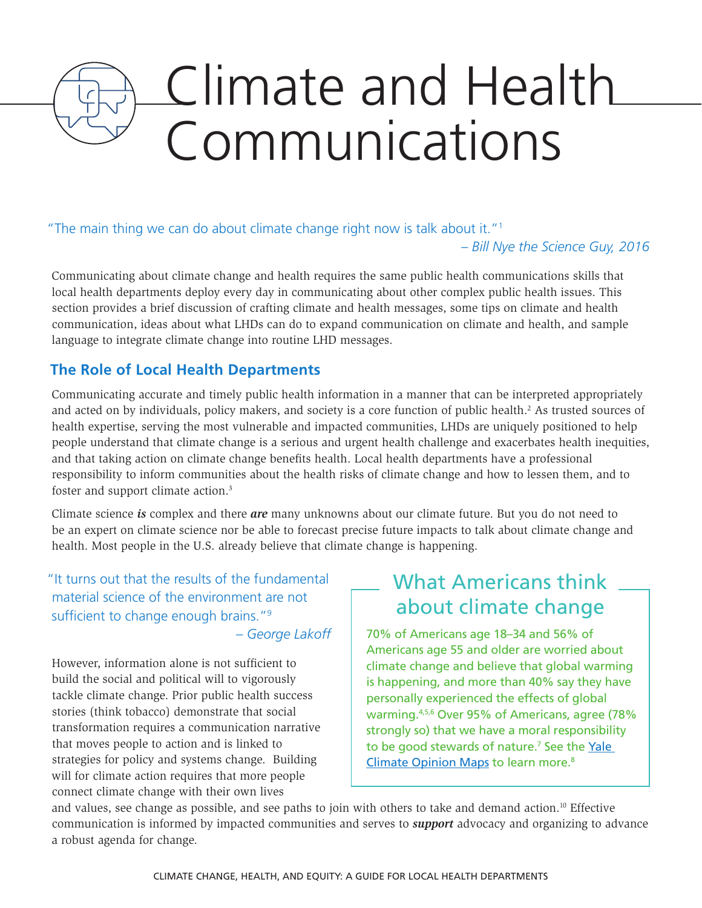# Climate and Health Communications

"The main thing we can do about climate change right now is talk about it."[1]

*– Bill Nye the Science Guy, 2016*

Communicating about climate change and health requires the same public health communications skills that local health departments deploy every day in communicating about other complex public health issues. This section provides a brief discussion of crafting climate and health messages, some tips on climate and health communication, ideas about what LHDs can do to expand communication on climate and health, and sample language to integrate climate change into routine LHD messages.

## The Role of Local Health Departments

Communicating accurate and timely public health information in a manner that can be interpreted appropriately and acted on by individuals, policy makers, and society is a core function of public health.[2] As trusted sources of health expertise, serving the most vulnerable and impacted communities, LHDs are uniquely positioned to help people understand that climate change is a serious and urgent health challenge and exacerbates health inequities, and that taking action on climate change benefits health. Local health departments have a professional responsibility to inform communities about the health risks of climate change and how to lessen them, and to foster and support climate action.[3]

Climate science ***is*** complex and there ***are*** many unknowns about our climate future. But you do not need to be an expert on climate science nor be able to forecast precise future impacts to talk about climate change and health. Most people in the U.S. already believe that climate change is happening.

"It turns out that the results of the fundamental material science of the environment are not sufficient to change enough brains."[9]

*– George Lakoff*

However, information alone is not sufficient to build the social and political will to vigorously tackle climate change. Prior public health success stories (think tobacco) demonstrate that social transformation requires a communication narrative that moves people to action and is linked to strategies for policy and systems change. Building will for climate action requires that more people connect climate change with their own lives and values, see change as possible, and see paths to join with others to take and demand action.[10] Effective communication is informed by impacted communities and serves to ***support*** advocacy and organizing to advance a robust agenda for change.

### What Americans think about climate change

70% of Americans age 18–34 and 56% of Americans age 55 and older are worried about climate change and believe that global warming is happening, and more than 40% say they have personally experienced the effects of global warming.[4,5,6] Over 95% of Americans, agree (78% strongly so) that we have a moral responsibility to be good stewards of nature.[7] See the Yale Climate Opinion Maps to learn more.[8]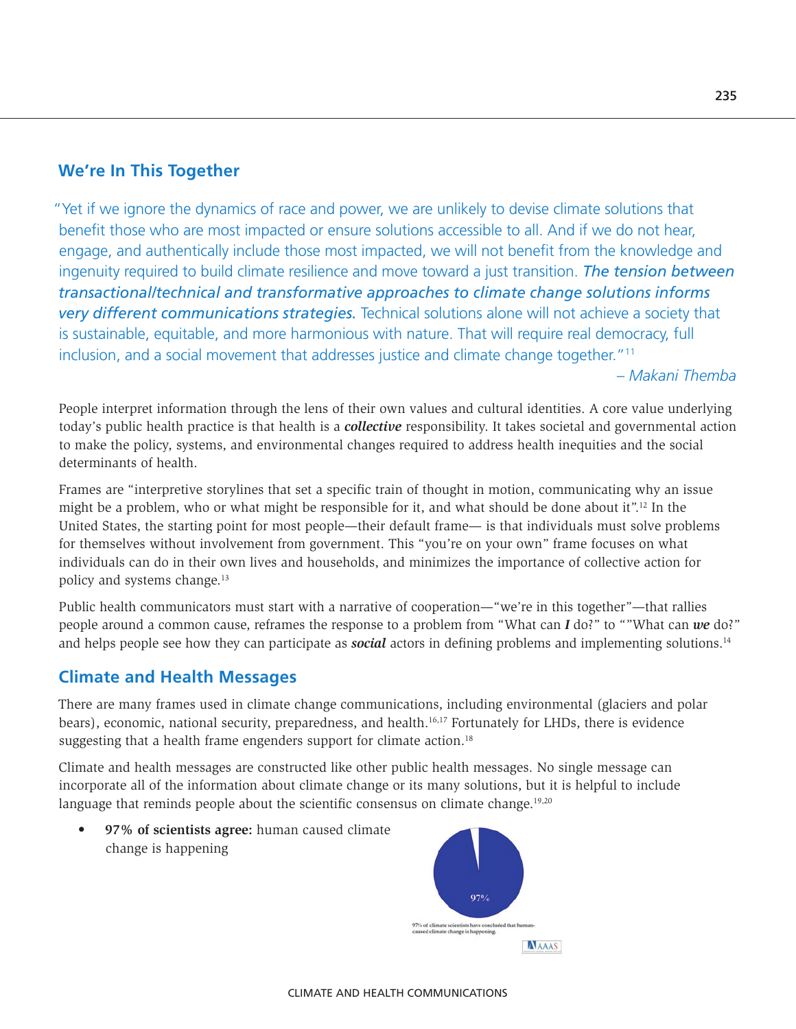## We're In This Together

"Yet if we ignore the dynamics of race and power, we are unlikely to devise climate solutions that benefit those who are most impacted or ensure solutions accessible to all. And if we do not hear, engage, and authentically include those most impacted, we will not benefit from the knowledge and ingenuity required to build climate resilience and move toward a just transition. ***The tension between transactional/technical and transformative approaches to climate change solutions informs very different communications strategies.*** Technical solutions alone will not achieve a society that is sustainable, equitable, and more harmonious with nature. That will require real democracy, full inclusion, and a social movement that addresses justice and climate change together."[11]

*– Makani Themba*

People interpret information through the lens of their own values and cultural identities. A core value underlying today's public health practice is that health is a ***collective*** responsibility. It takes societal and governmental action to make the policy, systems, and environmental changes required to address health inequities and the social determinants of health.

Frames are "interpretive storylines that set a specific train of thought in motion, communicating why an issue might be a problem, who or what might be responsible for it, and what should be done about it".[12] In the United States, the starting point for most people—their default frame— is that individuals must solve problems for themselves without involvement from government. This "you're on your own" frame focuses on what individuals can do in their own lives and households, and minimizes the importance of collective action for policy and systems change.[13]

Public health communicators must start with a narrative of cooperation—"we're in this together"—that rallies people around a common cause, reframes the response to a problem from "What can ***I*** do?" to ""What can ***we*** do?" and helps people see how they can participate as ***social*** actors in defining problems and implementing solutions.[14]

## Climate and Health Messages

There are many frames used in climate change communications, including environmental (glaciers and polar bears), economic, national security, preparedness, and health.[16,17] Fortunately for LHDs, there is evidence suggesting that a health frame engenders support for climate action.[18]

Climate and health messages are constructed like other public health messages. No single message can incorporate all of the information about climate change or its many solutions, but it is helpful to include language that reminds people about the scientific consensus on climate change.[19,20]

- **97% of scientists agree:** human caused climate change is happening

97%

97% of climate scientists have concluded that human-caused climate change is happening.

AAAS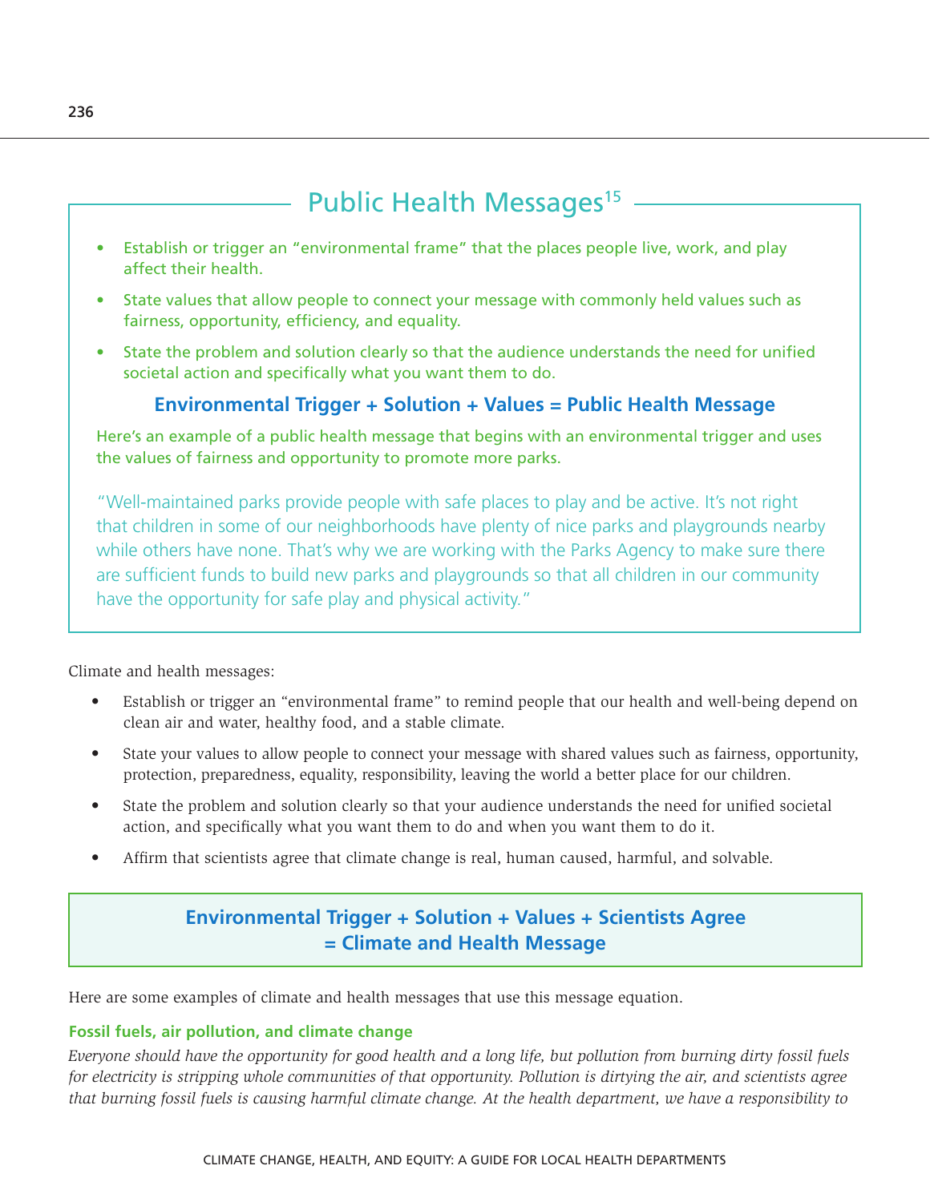## Public Health Messages[15]

- Establish or trigger an "environmental frame" that the places people live, work, and play affect their health.
- State values that allow people to connect your message with commonly held values such as fairness, opportunity, efficiency, and equality.
- State the problem and solution clearly so that the audience understands the need for unified societal action and specifically what you want them to do.

**Environmental Trigger + Solution + Values = Public Health Message**

Here's an example of a public health message that begins with an environmental trigger and uses the values of fairness and opportunity to promote more parks.

"Well-maintained parks provide people with safe places to play and be active. It's not right that children in some of our neighborhoods have plenty of nice parks and playgrounds nearby while others have none. That's why we are working with the Parks Agency to make sure there are sufficient funds to build new parks and playgrounds so that all children in our community have the opportunity for safe play and physical activity."

Climate and health messages:

- Establish or trigger an "environmental frame" to remind people that our health and well-being depend on clean air and water, healthy food, and a stable climate.
- State your values to allow people to connect your message with shared values such as fairness, opportunity, protection, preparedness, equality, responsibility, leaving the world a better place for our children.
- State the problem and solution clearly so that your audience understands the need for unified societal action, and specifically what you want them to do and when you want them to do it.
- Affirm that scientists agree that climate change is real, human caused, harmful, and solvable.

**Environmental Trigger + Solution + Values + Scientists Agree = Climate and Health Message**

Here are some examples of climate and health messages that use this message equation.

**Fossil fuels, air pollution, and climate change**

*Everyone should have the opportunity for good health and a long life, but pollution from burning dirty fossil fuels for electricity is stripping whole communities of that opportunity. Pollution is dirtying the air, and scientists agree that burning fossil fuels is causing harmful climate change. At the health department, we have a responsibility to*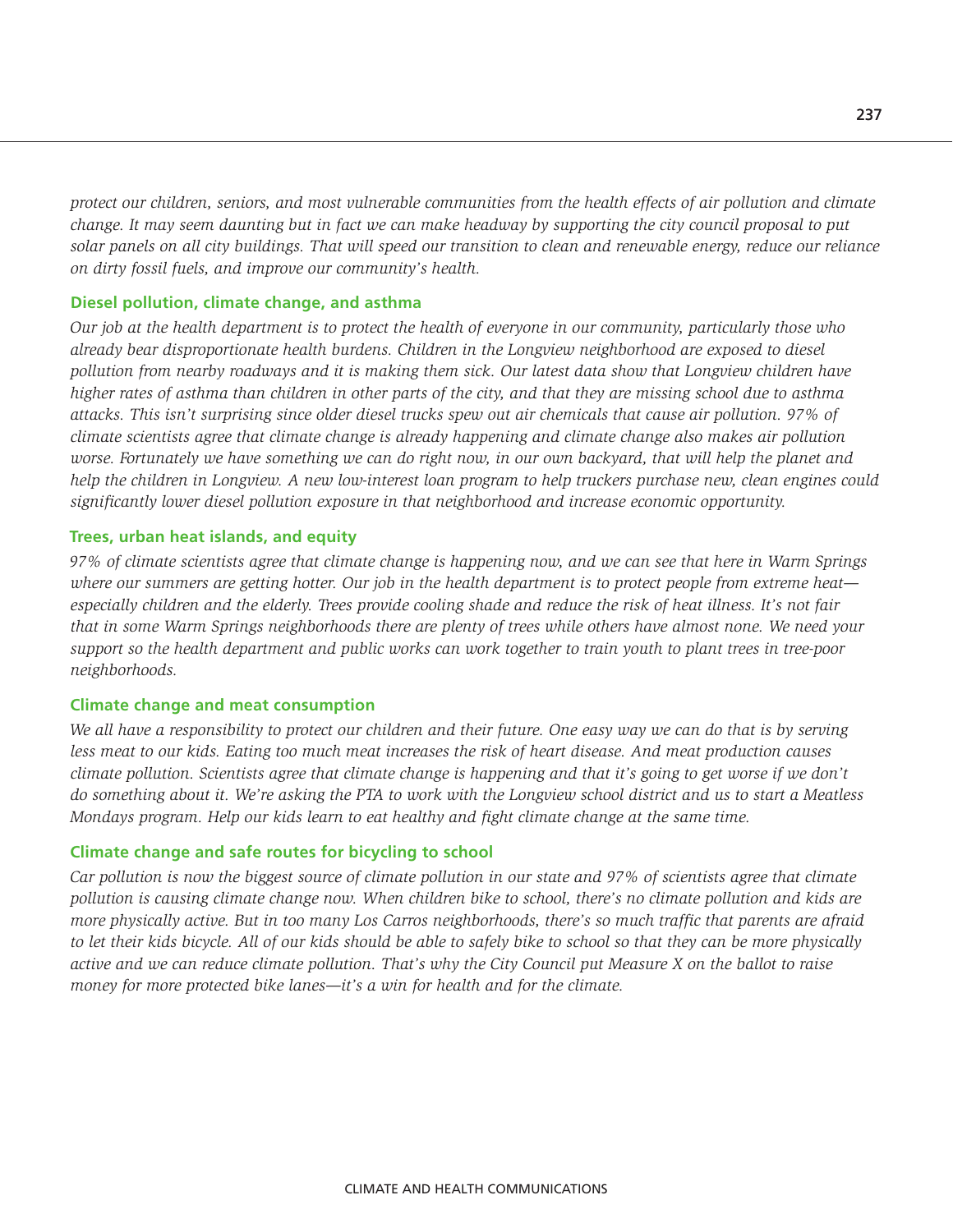*protect our children, seniors, and most vulnerable communities from the health effects of air pollution and climate change. It may seem daunting but in fact we can make headway by supporting the city council proposal to put solar panels on all city buildings. That will speed our transition to clean and renewable energy, reduce our reliance on dirty fossil fuels, and improve our community's health.*

### Diesel pollution, climate change, and asthma

*Our job at the health department is to protect the health of everyone in our community, particularly those who already bear disproportionate health burdens. Children in the Longview neighborhood are exposed to diesel pollution from nearby roadways and it is making them sick. Our latest data show that Longview children have higher rates of asthma than children in other parts of the city, and that they are missing school due to asthma attacks. This isn't surprising since older diesel trucks spew out air chemicals that cause air pollution. 97% of climate scientists agree that climate change is already happening and climate change also makes air pollution worse. Fortunately we have something we can do right now, in our own backyard, that will help the planet and help the children in Longview. A new low-interest loan program to help truckers purchase new, clean engines could significantly lower diesel pollution exposure in that neighborhood and increase economic opportunity.*

### Trees, urban heat islands, and equity

*97% of climate scientists agree that climate change is happening now, and we can see that here in Warm Springs where our summers are getting hotter. Our job in the health department is to protect people from extreme heat—especially children and the elderly. Trees provide cooling shade and reduce the risk of heat illness. It's not fair that in some Warm Springs neighborhoods there are plenty of trees while others have almost none. We need your support so the health department and public works can work together to train youth to plant trees in tree-poor neighborhoods.*

### Climate change and meat consumption

*We all have a responsibility to protect our children and their future. One easy way we can do that is by serving less meat to our kids. Eating too much meat increases the risk of heart disease. And meat production causes climate pollution. Scientists agree that climate change is happening and that it's going to get worse if we don't do something about it. We're asking the PTA to work with the Longview school district and us to start a Meatless Mondays program. Help our kids learn to eat healthy and fight climate change at the same time.*

### Climate change and safe routes for bicycling to school

*Car pollution is now the biggest source of climate pollution in our state and 97% of scientists agree that climate pollution is causing climate change now. When children bike to school, there's no climate pollution and kids are more physically active. But in too many Los Carros neighborhoods, there's so much traffic that parents are afraid to let their kids bicycle. All of our kids should be able to safely bike to school so that they can be more physically active and we can reduce climate pollution. That's why the City Council put Measure X on the ballot to raise money for more protected bike lanes—it's a win for health and for the climate.*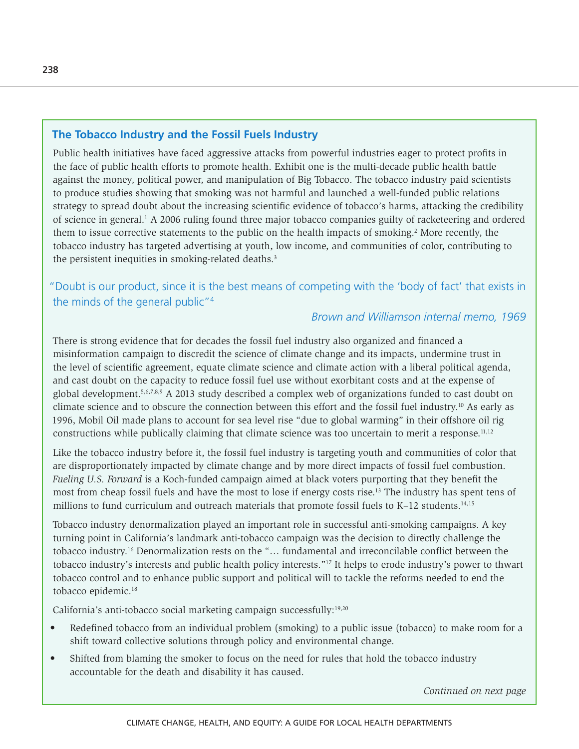### The Tobacco Industry and the Fossil Fuels Industry

Public health initiatives have faced aggressive attacks from powerful industries eager to protect profits in the face of public health efforts to promote health. Exhibit one is the multi-decade public health battle against the money, political power, and manipulation of Big Tobacco. The tobacco industry paid scientists to produce studies showing that smoking was not harmful and launched a well-funded public relations strategy to spread doubt about the increasing scientific evidence of tobacco's harms, attacking the credibility of science in general.[1] A 2006 ruling found three major tobacco companies guilty of racketeering and ordered them to issue corrective statements to the public on the health impacts of smoking.[2] More recently, the tobacco industry has targeted advertising at youth, low income, and communities of color, contributing to the persistent inequities in smoking-related deaths.[3]

> "Doubt is our product, since it is the best means of competing with the 'body of fact' that exists in the minds of the general public"[4]
>
> *Brown and Williamson internal memo, 1969*

There is strong evidence that for decades the fossil fuel industry also organized and financed a misinformation campaign to discredit the science of climate change and its impacts, undermine trust in the level of scientific agreement, equate climate science and climate action with a liberal political agenda, and cast doubt on the capacity to reduce fossil fuel use without exorbitant costs and at the expense of global development.[5,6,7,8,9] A 2013 study described a complex web of organizations funded to cast doubt on climate science and to obscure the connection between this effort and the fossil fuel industry.[10] As early as 1996, Mobil Oil made plans to account for sea level rise "due to global warming" in their offshore oil rig constructions while publically claiming that climate science was too uncertain to merit a response.[11,12]

Like the tobacco industry before it, the fossil fuel industry is targeting youth and communities of color that are disproportionately impacted by climate change and by more direct impacts of fossil fuel combustion. *Fueling U.S. Forward* is a Koch-funded campaign aimed at black voters purporting that they benefit the most from cheap fossil fuels and have the most to lose if energy costs rise.[13] The industry has spent tens of millions to fund curriculum and outreach materials that promote fossil fuels to K–12 students.[14,15]

Tobacco industry denormalization played an important role in successful anti-smoking campaigns. A key turning point in California's landmark anti-tobacco campaign was the decision to directly challenge the tobacco industry.[16] Denormalization rests on the "… fundamental and irreconcilable conflict between the tobacco industry's interests and public health policy interests."[17] It helps to erode industry's power to thwart tobacco control and to enhance public support and political will to tackle the reforms needed to end the tobacco epidemic.[18]

California's anti-tobacco social marketing campaign successfully:[19,20]

- Redefined tobacco from an individual problem (smoking) to a public issue (tobacco) to make room for a shift toward collective solutions through policy and environmental change.
- Shifted from blaming the smoker to focus on the need for rules that hold the tobacco industry accountable for the death and disability it has caused.

*Continued on next page*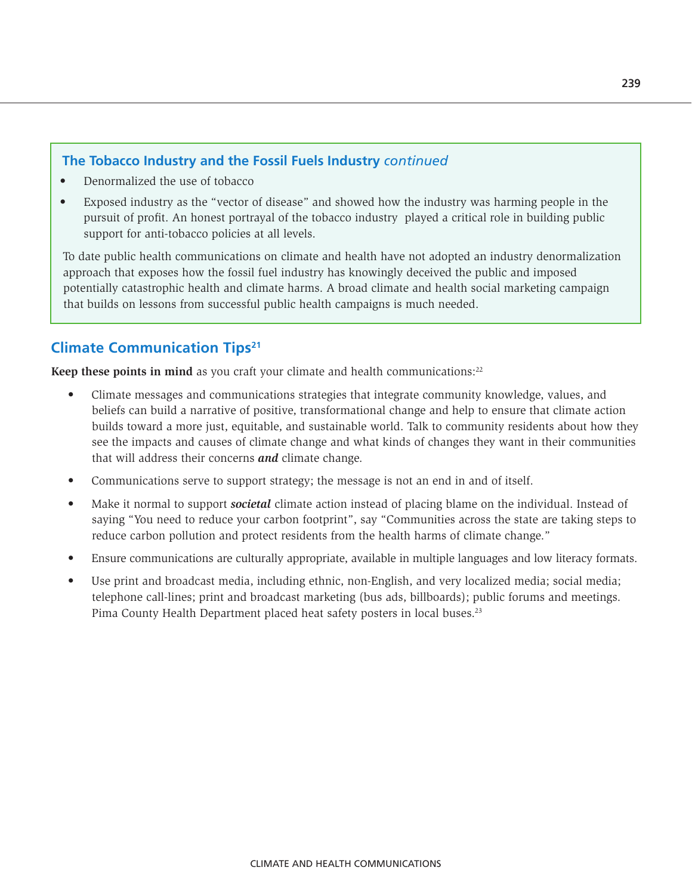### The Tobacco Industry and the Fossil Fuels Industry *continued*

- Denormalized the use of tobacco
- Exposed industry as the "vector of disease" and showed how the industry was harming people in the pursuit of profit. An honest portrayal of the tobacco industry played a critical role in building public support for anti-tobacco policies at all levels.

To date public health communications on climate and health have not adopted an industry denormalization approach that exposes how the fossil fuel industry has knowingly deceived the public and imposed potentially catastrophic health and climate harms. A broad climate and health social marketing campaign that builds on lessons from successful public health campaigns is much needed.

## Climate Communication Tips[21]

**Keep these points in mind** as you craft your climate and health communications:[22]

- Climate messages and communications strategies that integrate community knowledge, values, and beliefs can build a narrative of positive, transformational change and help to ensure that climate action builds toward a more just, equitable, and sustainable world. Talk to community residents about how they see the impacts and causes of climate change and what kinds of changes they want in their communities that will address their concerns ***and*** climate change.
- Communications serve to support strategy; the message is not an end in and of itself.
- Make it normal to support ***societal*** climate action instead of placing blame on the individual. Instead of saying "You need to reduce your carbon footprint", say "Communities across the state are taking steps to reduce carbon pollution and protect residents from the health harms of climate change."
- Ensure communications are culturally appropriate, available in multiple languages and low literacy formats.
- Use print and broadcast media, including ethnic, non-English, and very localized media; social media; telephone call-lines; print and broadcast marketing (bus ads, billboards); public forums and meetings. Pima County Health Department placed heat safety posters in local buses.[23]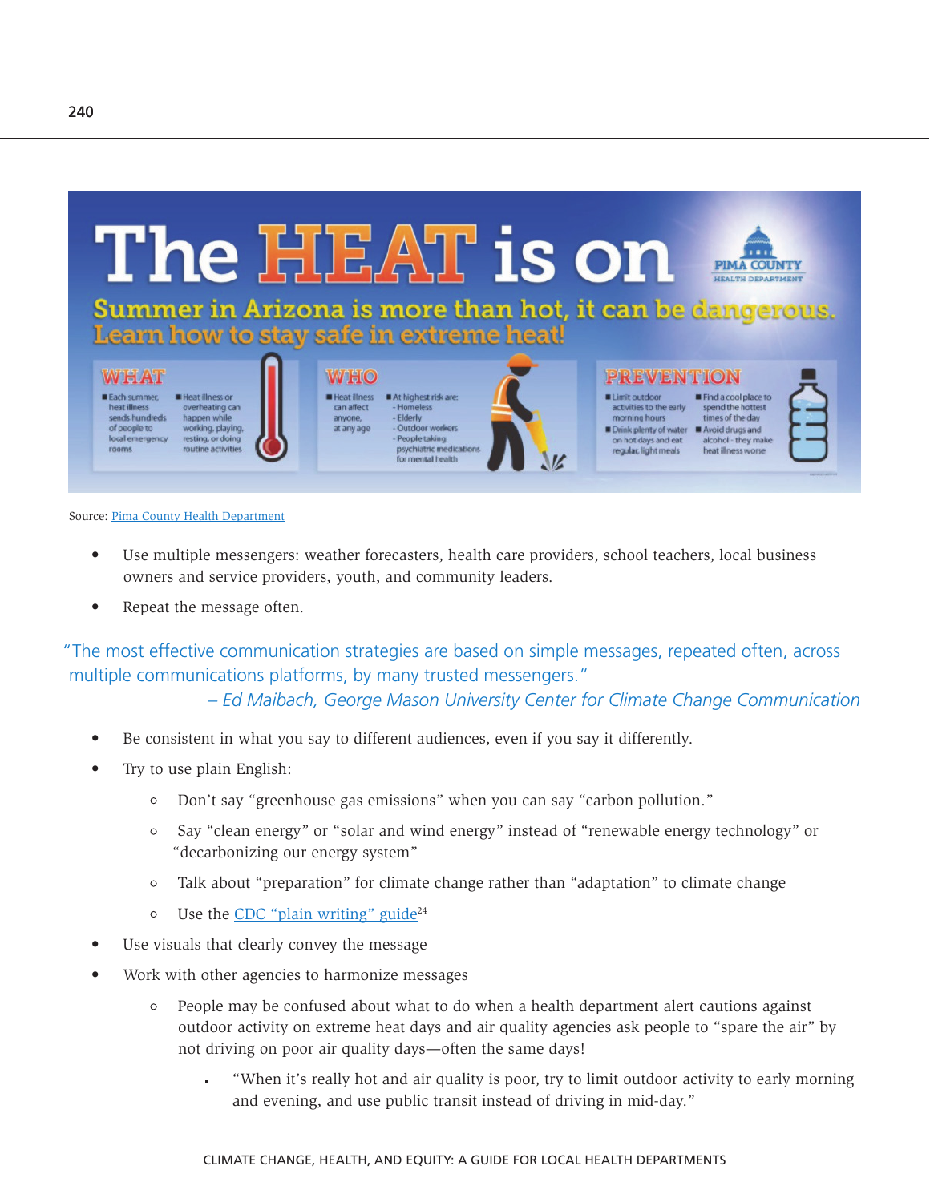# The HEAT is on

**PIMA COUNTY HEALTH DEPARTMENT**

**Summer in Arizona is more than hot, it can be dangerous. Learn how to stay safe in extreme heat!**

**WHAT**

- Each summer, heat illness sends hundreds of people to local emergency rooms
- Heat illness or overheating can happen while working, playing, resting, or doing routine activities

**WHO**

- Heat illness can affect anyone, at any age
- At highest risk are:
  - Homeless
  - Elderly
  - Outdoor workers
  - People taking psychiatric medications for mental health

**PREVENTION**

- Limit outdoor activities to the early morning hours
- Drink plenty of water on hot days and eat regular, light meals
- Find a cool place to spend the hottest times of the day
- Avoid drugs and alcohol - they make heat illness worse

Source: Pima County Health Department

- Use multiple messengers: weather forecasters, health care providers, school teachers, local business owners and service providers, youth, and community leaders.
- Repeat the message often.

> "The most effective communication strategies are based on simple messages, repeated often, across multiple communications platforms, by many trusted messengers."
>
> *– Ed Maibach, George Mason University Center for Climate Change Communication*

- Be consistent in what you say to different audiences, even if you say it differently.
- Try to use plain English:
  - Don't say "greenhouse gas emissions" when you can say "carbon pollution."
  - Say "clean energy" or "solar and wind energy" instead of "renewable energy technology" or "decarbonizing our energy system"
  - Talk about "preparation" for climate change rather than "adaptation" to climate change
  - Use the CDC "plain writing" guide[24]
- Use visuals that clearly convey the message
- Work with other agencies to harmonize messages
  - People may be confused about what to do when a health department alert cautions against outdoor activity on extreme heat days and air quality agencies ask people to "spare the air" by not driving on poor air quality days—often the same days!
    - "When it's really hot and air quality is poor, try to limit outdoor activity to early morning and evening, and use public transit instead of driving in mid-day."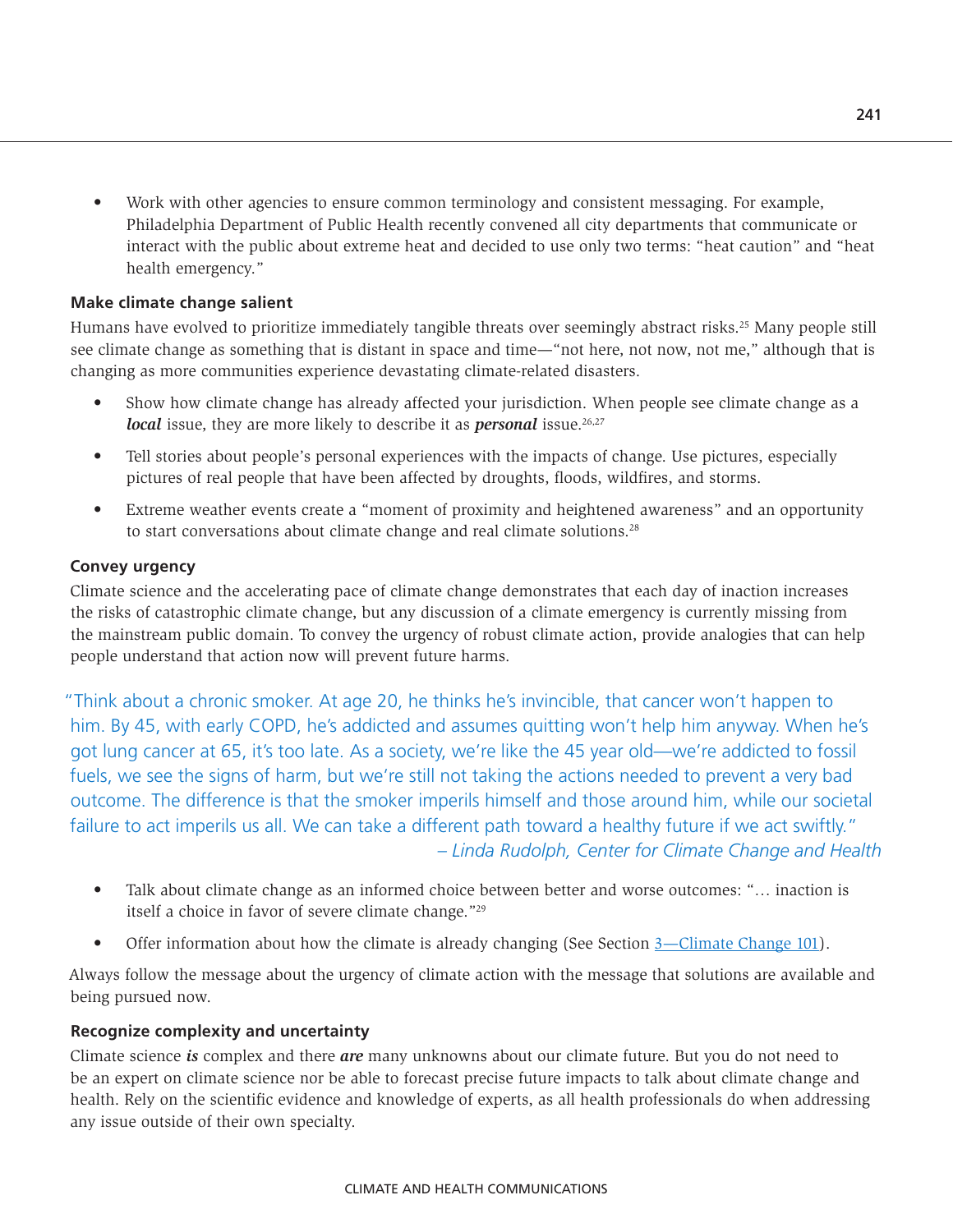- Work with other agencies to ensure common terminology and consistent messaging. For example, Philadelphia Department of Public Health recently convened all city departments that communicate or interact with the public about extreme heat and decided to use only two terms: "heat caution" and "heat health emergency."

### Make climate change salient

Humans have evolved to prioritize immediately tangible threats over seemingly abstract risks.[25] Many people still see climate change as something that is distant in space and time—"not here, not now, not me," although that is changing as more communities experience devastating climate-related disasters.

- Show how climate change has already affected your jurisdiction. When people see climate change as a ***local*** issue, they are more likely to describe it as ***personal*** issue.[26,27]
- Tell stories about people's personal experiences with the impacts of change. Use pictures, especially pictures of real people that have been affected by droughts, floods, wildfires, and storms.
- Extreme weather events create a "moment of proximity and heightened awareness" and an opportunity to start conversations about climate change and real climate solutions.[28]

### Convey urgency

Climate science and the accelerating pace of climate change demonstrates that each day of inaction increases the risks of catastrophic climate change, but any discussion of a climate emergency is currently missing from the mainstream public domain. To convey the urgency of robust climate action, provide analogies that can help people understand that action now will prevent future harms.

> "Think about a chronic smoker. At age 20, he thinks he's invincible, that cancer won't happen to him. By 45, with early COPD, he's addicted and assumes quitting won't help him anyway. When he's got lung cancer at 65, it's too late. As a society, we're like the 45 year old—we're addicted to fossil fuels, we see the signs of harm, but we're still not taking the actions needed to prevent a very bad outcome. The difference is that the smoker imperils himself and those around him, while our societal failure to act imperils us all. We can take a different path toward a healthy future if we act swiftly."
>
> *– Linda Rudolph, Center for Climate Change and Health*

- Talk about climate change as an informed choice between better and worse outcomes: "… inaction is itself a choice in favor of severe climate change."[29]
- Offer information about how the climate is already changing (See Section 3—Climate Change 101).

Always follow the message about the urgency of climate action with the message that solutions are available and being pursued now.

### Recognize complexity and uncertainty

Climate science ***is*** complex and there ***are*** many unknowns about our climate future. But you do not need to be an expert on climate science nor be able to forecast precise future impacts to talk about climate change and health. Rely on the scientific evidence and knowledge of experts, as all health professionals do when addressing any issue outside of their own specialty.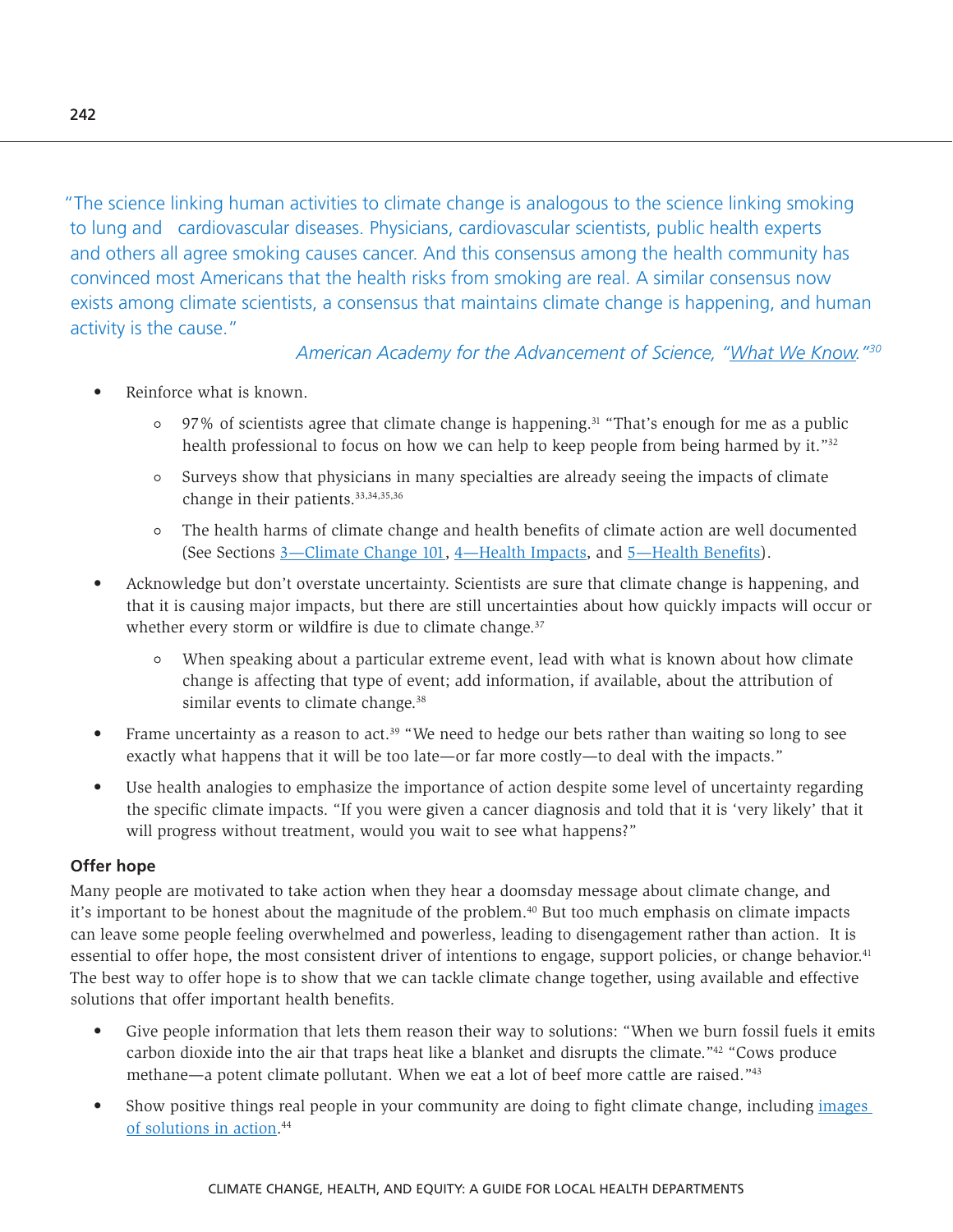"The science linking human activities to climate change is analogous to the science linking smoking to lung and cardiovascular diseases. Physicians, cardiovascular scientists, public health experts and others all agree smoking causes cancer. And this consensus among the health community has convinced most Americans that the health risks from smoking are real. A similar consensus now exists among climate scientists, a consensus that maintains climate change is happening, and human activity is the cause."

*American Academy for the Advancement of Science, "What We Know."*[30]

- Reinforce what is known.
  - 97% of scientists agree that climate change is happening.[31] "That's enough for me as a public health professional to focus on how we can help to keep people from being harmed by it."[32]
  - Surveys show that physicians in many specialties are already seeing the impacts of climate change in their patients.[33,34,35,36]
  - The health harms of climate change and health benefits of climate action are well documented (See Sections 3—Climate Change 101, 4—Health Impacts, and 5—Health Benefits).
- Acknowledge but don't overstate uncertainty. Scientists are sure that climate change is happening, and that it is causing major impacts, but there are still uncertainties about how quickly impacts will occur or whether every storm or wildfire is due to climate change.[37]
  - When speaking about a particular extreme event, lead with what is known about how climate change is affecting that type of event; add information, if available, about the attribution of similar events to climate change.[38]
- Frame uncertainty as a reason to act.[39] "We need to hedge our bets rather than waiting so long to see exactly what happens that it will be too late—or far more costly—to deal with the impacts."
- Use health analogies to emphasize the importance of action despite some level of uncertainty regarding the specific climate impacts. "If you were given a cancer diagnosis and told that it is 'very likely' that it will progress without treatment, would you wait to see what happens?"

**Offer hope**

Many people are motivated to take action when they hear a doomsday message about climate change, and it's important to be honest about the magnitude of the problem.[40] But too much emphasis on climate impacts can leave some people feeling overwhelmed and powerless, leading to disengagement rather than action. It is essential to offer hope, the most consistent driver of intentions to engage, support policies, or change behavior.[41] The best way to offer hope is to show that we can tackle climate change together, using available and effective solutions that offer important health benefits.

- Give people information that lets them reason their way to solutions: "When we burn fossil fuels it emits carbon dioxide into the air that traps heat like a blanket and disrupts the climate."[42] "Cows produce methane—a potent climate pollutant. When we eat a lot of beef more cattle are raised."[43]
- Show positive things real people in your community are doing to fight climate change, including images of solutions in action.[44]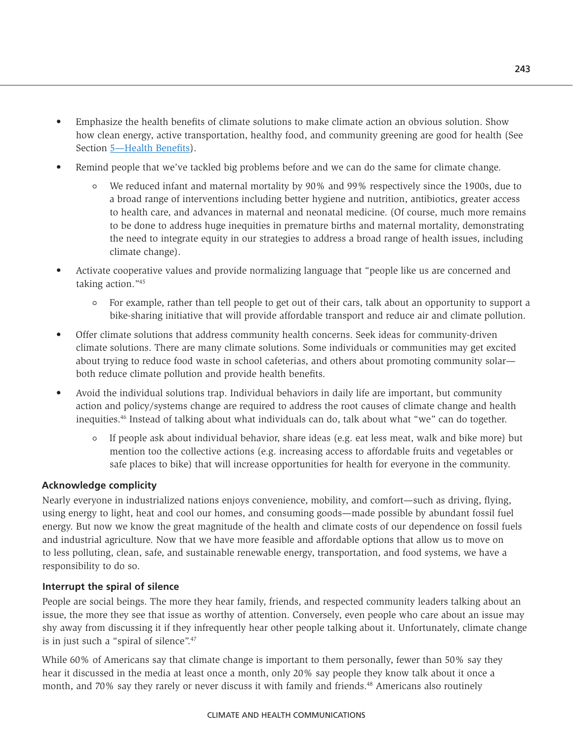- Emphasize the health benefits of climate solutions to make climate action an obvious solution. Show how clean energy, active transportation, healthy food, and community greening are good for health (See Section 5—Health Benefits).
- Remind people that we've tackled big problems before and we can do the same for climate change.
    - We reduced infant and maternal mortality by 90% and 99% respectively since the 1900s, due to a broad range of interventions including better hygiene and nutrition, antibiotics, greater access to health care, and advances in maternal and neonatal medicine. (Of course, much more remains to be done to address huge inequities in premature births and maternal mortality, demonstrating the need to integrate equity in our strategies to address a broad range of health issues, including climate change).
- Activate cooperative values and provide normalizing language that "people like us are concerned and taking action."[45]
    - For example, rather than tell people to get out of their cars, talk about an opportunity to support a bike-sharing initiative that will provide affordable transport and reduce air and climate pollution.
- Offer climate solutions that address community health concerns. Seek ideas for community-driven climate solutions. There are many climate solutions. Some individuals or communities may get excited about trying to reduce food waste in school cafeterias, and others about promoting community solar—both reduce climate pollution and provide health benefits.
- Avoid the individual solutions trap. Individual behaviors in daily life are important, but community action and policy/systems change are required to address the root causes of climate change and health inequities.[46] Instead of talking about what individuals can do, talk about what "we" can do together.
    - If people ask about individual behavior, share ideas (e.g. eat less meat, walk and bike more) but mention too the collective actions (e.g. increasing access to affordable fruits and vegetables or safe places to bike) that will increase opportunities for health for everyone in the community.

**Acknowledge complicity**

Nearly everyone in industrialized nations enjoys convenience, mobility, and comfort—such as driving, flying, using energy to light, heat and cool our homes, and consuming goods—made possible by abundant fossil fuel energy. But now we know the great magnitude of the health and climate costs of our dependence on fossil fuels and industrial agriculture. Now that we have more feasible and affordable options that allow us to move on to less polluting, clean, safe, and sustainable renewable energy, transportation, and food systems, we have a responsibility to do so.

**Interrupt the spiral of silence**

People are social beings. The more they hear family, friends, and respected community leaders talking about an issue, the more they see that issue as worthy of attention. Conversely, even people who care about an issue may shy away from discussing it if they infrequently hear other people talking about it. Unfortunately, climate change is in just such a "spiral of silence".[47]

While 60% of Americans say that climate change is important to them personally, fewer than 50% say they hear it discussed in the media at least once a month, only 20% say people they know talk about it once a month, and 70% say they rarely or never discuss it with family and friends.[48] Americans also routinely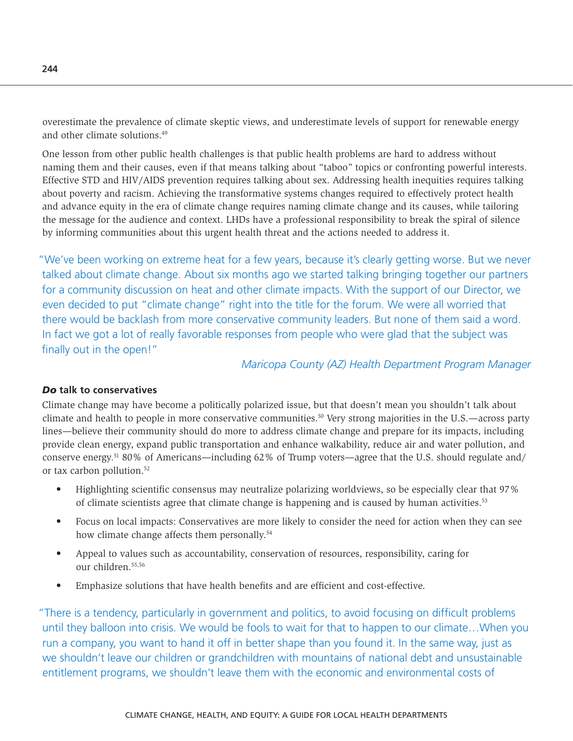overestimate the prevalence of climate skeptic views, and underestimate levels of support for renewable energy and other climate solutions.[49]

One lesson from other public health challenges is that public health problems are hard to address without naming them and their causes, even if that means talking about "taboo" topics or confronting powerful interests. Effective STD and HIV/AIDS prevention requires talking about sex. Addressing health inequities requires talking about poverty and racism. Achieving the transformative systems changes required to effectively protect health and advance equity in the era of climate change requires naming climate change and its causes, while tailoring the message for the audience and context. LHDs have a professional responsibility to break the spiral of silence by informing communities about this urgent health threat and the actions needed to address it.

> "We've been working on extreme heat for a few years, because it's clearly getting worse. But we never talked about climate change. About six months ago we started talking bringing together our partners for a community discussion on heat and other climate impacts. With the support of our Director, we even decided to put "climate change" right into the title for the forum. We were all worried that there would be backlash from more conservative community leaders. But none of them said a word. In fact we got a lot of really favorable responses from people who were glad that the subject was finally out in the open!"
>
> *Maricopa County (AZ) Health Department Program Manager*

#### ***Do* talk to conservatives**

Climate change may have become a politically polarized issue, but that doesn't mean you shouldn't talk about climate and health to people in more conservative communities.[50] Very strong majorities in the U.S.—across party lines—believe their community should do more to address climate change and prepare for its impacts, including provide clean energy, expand public transportation and enhance walkability, reduce air and water pollution, and conserve energy.[51] 80% of Americans—including 62% of Trump voters—agree that the U.S. should regulate and/or tax carbon pollution.[52]

- Highlighting scientific consensus may neutralize polarizing worldviews, so be especially clear that 97% of climate scientists agree that climate change is happening and is caused by human activities.[53]
- Focus on local impacts: Conservatives are more likely to consider the need for action when they can see how climate change affects them personally.[54]
- Appeal to values such as accountability, conservation of resources, responsibility, caring for our children.[55,56]
- Emphasize solutions that have health benefits and are efficient and cost-effective.

> "There is a tendency, particularly in government and politics, to avoid focusing on difficult problems until they balloon into crisis. We would be fools to wait for that to happen to our climate…When you run a company, you want to hand it off in better shape than you found it. In the same way, just as we shouldn't leave our children or grandchildren with mountains of national debt and unsustainable entitlement programs, we shouldn't leave them with the economic and environmental costs of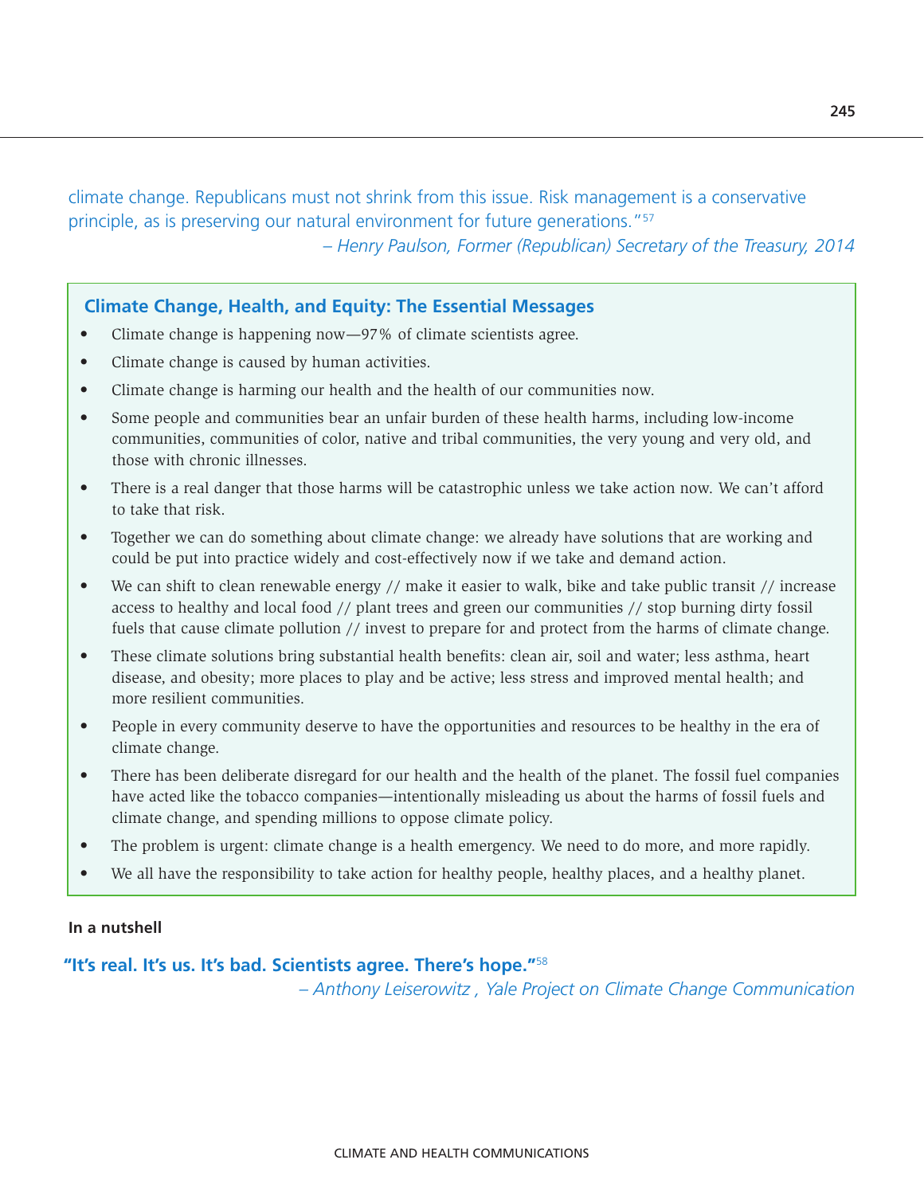climate change. Republicans must not shrink from this issue. Risk management is a conservative principle, as is preserving our natural environment for future generations."[57]

*– Henry Paulson, Former (Republican) Secretary of the Treasury, 2014*

### Climate Change, Health, and Equity: The Essential Messages

- Climate change is happening now—97% of climate scientists agree.
- Climate change is caused by human activities.
- Climate change is harming our health and the health of our communities now.
- Some people and communities bear an unfair burden of these health harms, including low-income communities, communities of color, native and tribal communities, the very young and very old, and those with chronic illnesses.
- There is a real danger that those harms will be catastrophic unless we take action now. We can't afford to take that risk.
- Together we can do something about climate change: we already have solutions that are working and could be put into practice widely and cost-effectively now if we take and demand action.
- We can shift to clean renewable energy // make it easier to walk, bike and take public transit // increase access to healthy and local food // plant trees and green our communities // stop burning dirty fossil fuels that cause climate pollution // invest to prepare for and protect from the harms of climate change.
- These climate solutions bring substantial health benefits: clean air, soil and water; less asthma, heart disease, and obesity; more places to play and be active; less stress and improved mental health; and more resilient communities.
- People in every community deserve to have the opportunities and resources to be healthy in the era of climate change.
- There has been deliberate disregard for our health and the health of the planet. The fossil fuel companies have acted like the tobacco companies—intentionally misleading us about the harms of fossil fuels and climate change, and spending millions to oppose climate policy.
- The problem is urgent: climate change is a health emergency. We need to do more, and more rapidly.
- We all have the responsibility to take action for healthy people, healthy places, and a healthy planet.

**In a nutshell**

**"It's real. It's us. It's bad. Scientists agree. There's hope."**[58]

*– Anthony Leiserowitz , Yale Project on Climate Change Communication*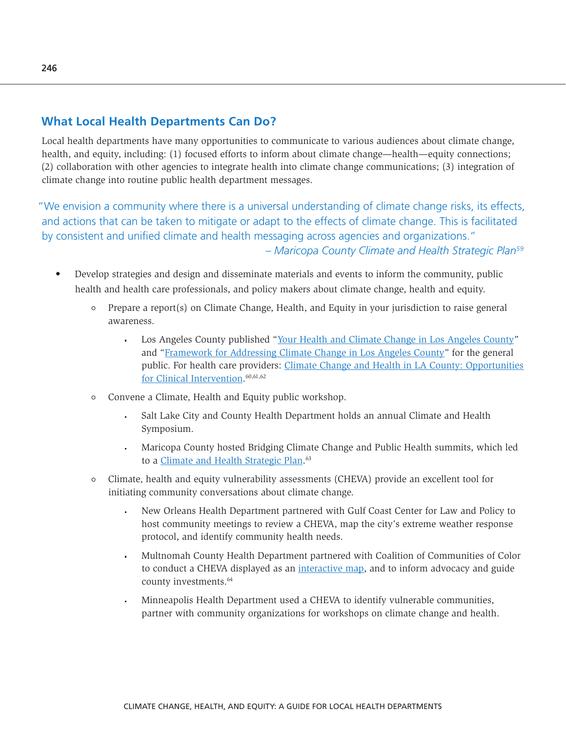## What Local Health Departments Can Do?

Local health departments have many opportunities to communicate to various audiences about climate change, health, and equity, including: (1) focused efforts to inform about climate change—health—equity connections; (2) collaboration with other agencies to integrate health into climate change communications; (3) integration of climate change into routine public health department messages.

> *"We envision a community where there is a universal understanding of climate change risks, its effects, and actions that can be taken to mitigate or adapt to the effects of climate change. This is facilitated by consistent and unified climate and health messaging across agencies and organizations."*
>
> *– Maricopa County Climate and Health Strategic Plan[59]*

- Develop strategies and design and disseminate materials and events to inform the community, public health and health care professionals, and policy makers about climate change, health and equity.
  - Prepare a report(s) on Climate Change, Health, and Equity in your jurisdiction to raise general awareness.
    - Los Angeles County published "Your Health and Climate Change in Los Angeles County" and "Framework for Addressing Climate Change in Los Angeles County" for the general public. For health care providers: Climate Change and Health in LA County: Opportunities for Clinical Intervention.[60,61,62]
  - Convene a Climate, Health and Equity public workshop.
    - Salt Lake City and County Health Department holds an annual Climate and Health Symposium.
    - Maricopa County hosted Bridging Climate Change and Public Health summits, which led to a Climate and Health Strategic Plan.[63]
  - Climate, health and equity vulnerability assessments (CHEVA) provide an excellent tool for initiating community conversations about climate change.
    - New Orleans Health Department partnered with Gulf Coast Center for Law and Policy to host community meetings to review a CHEVA, map the city's extreme weather response protocol, and identify community health needs.
    - Multnomah County Health Department partnered with Coalition of Communities of Color to conduct a CHEVA displayed as an interactive map, and to inform advocacy and guide county investments.[64]
    - Minneapolis Health Department used a CHEVA to identify vulnerable communities, partner with community organizations for workshops on climate change and health.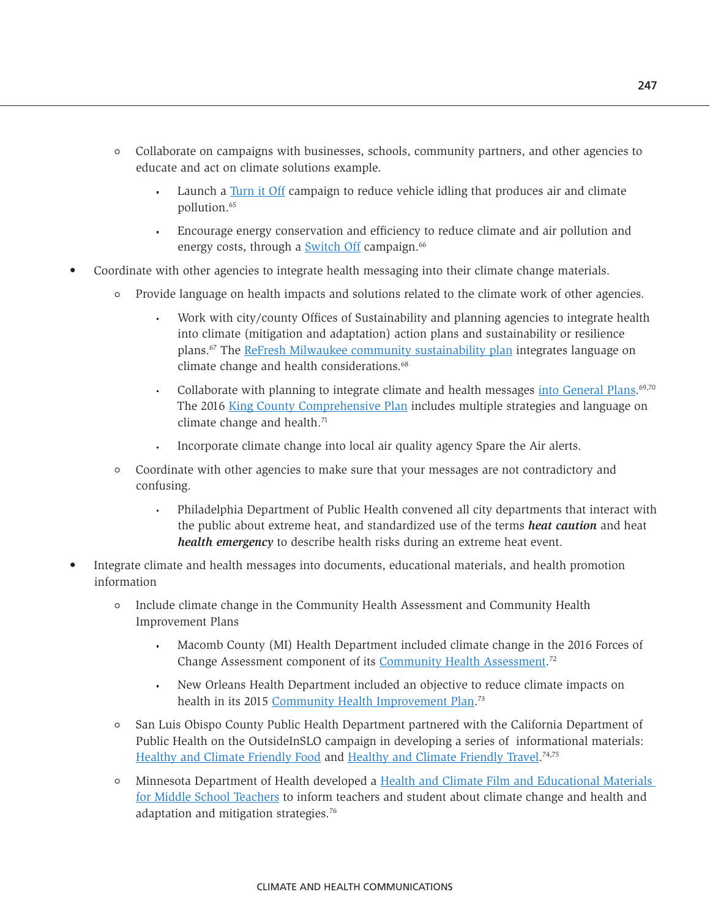- Collaborate on campaigns with businesses, schools, community partners, and other agencies to educate and act on climate solutions example.
    - Launch a Turn it Off campaign to reduce vehicle idling that produces air and climate pollution.[65]
    - Encourage energy conservation and efficiency to reduce climate and air pollution and energy costs, through a Switch Off campaign.[66]

- Coordinate with other agencies to integrate health messaging into their climate change materials.
    - Provide language on health impacts and solutions related to the climate work of other agencies.
        - Work with city/county Offices of Sustainability and planning agencies to integrate health into climate (mitigation and adaptation) action plans and sustainability or resilience plans.[67] The ReFresh Milwaukee community sustainability plan integrates language on climate change and health considerations.[68]
        - Collaborate with planning to integrate climate and health messages into General Plans.[69,70] The 2016 King County Comprehensive Plan includes multiple strategies and language on climate change and health.[71]
        - Incorporate climate change into local air quality agency Spare the Air alerts.
    - Coordinate with other agencies to make sure that your messages are not contradictory and confusing.
        - Philadelphia Department of Public Health convened all city departments that interact with the public about extreme heat, and standardized use of the terms ***heat caution*** and heat ***health emergency*** to describe health risks during an extreme heat event.

- Integrate climate and health messages into documents, educational materials, and health promotion information
    - Include climate change in the Community Health Assessment and Community Health Improvement Plans
        - Macomb County (MI) Health Department included climate change in the 2016 Forces of Change Assessment component of its Community Health Assessment.[72]
        - New Orleans Health Department included an objective to reduce climate impacts on health in its 2015 Community Health Improvement Plan.[73]
    - San Luis Obispo County Public Health Department partnered with the California Department of Public Health on the OutsideInSLO campaign in developing a series of informational materials: Healthy and Climate Friendly Food and Healthy and Climate Friendly Travel.[74,75]
    - Minnesota Department of Health developed a Health and Climate Film and Educational Materials for Middle School Teachers to inform teachers and student about climate change and health and adaptation and mitigation strategies.[76]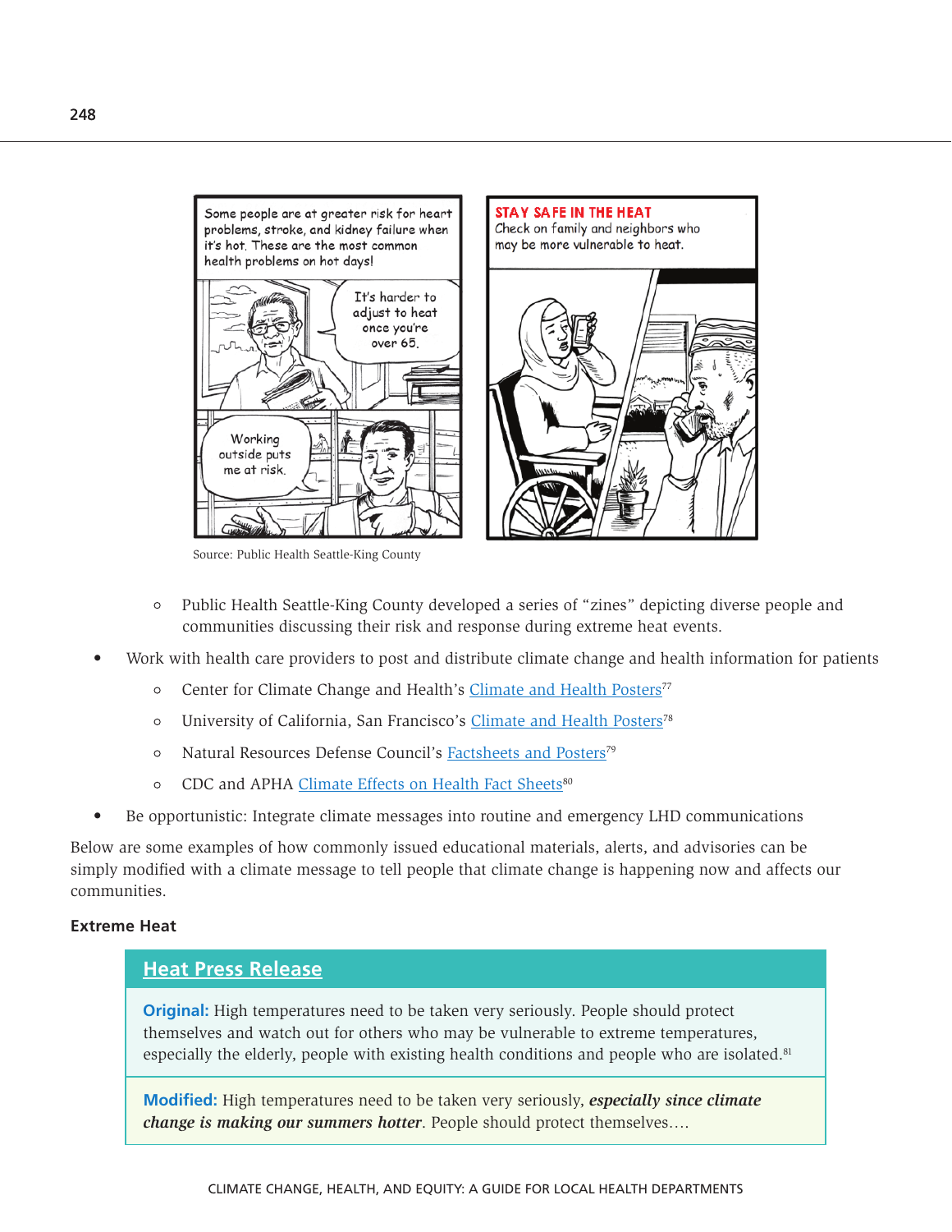Source: Public Health Seattle-King County

- Public Health Seattle-King County developed a series of "zines" depicting diverse people and communities discussing their risk and response during extreme heat events.

- Work with health care providers to post and distribute climate change and health information for patients
    - Center for Climate Change and Health's Climate and Health Posters[77]
    - University of California, San Francisco's Climate and Health Posters[78]
    - Natural Resources Defense Council's Factsheets and Posters[79]
    - CDC and APHA Climate Effects on Health Fact Sheets[80]
- Be opportunistic: Integrate climate messages into routine and emergency LHD communications

Below are some examples of how commonly issued educational materials, alerts, and advisories can be simply modified with a climate message to tell people that climate change is happening now and affects our communities.

**Extreme Heat**

**Heat Press Release**

**Original:** High temperatures need to be taken very seriously. People should protect themselves and watch out for others who may be vulnerable to extreme temperatures, especially the elderly, people with existing health conditions and people who are isolated.[81]

**Modified:** High temperatures need to be taken very seriously, ***especially since climate change is making our summers hotter***. People should protect themselves….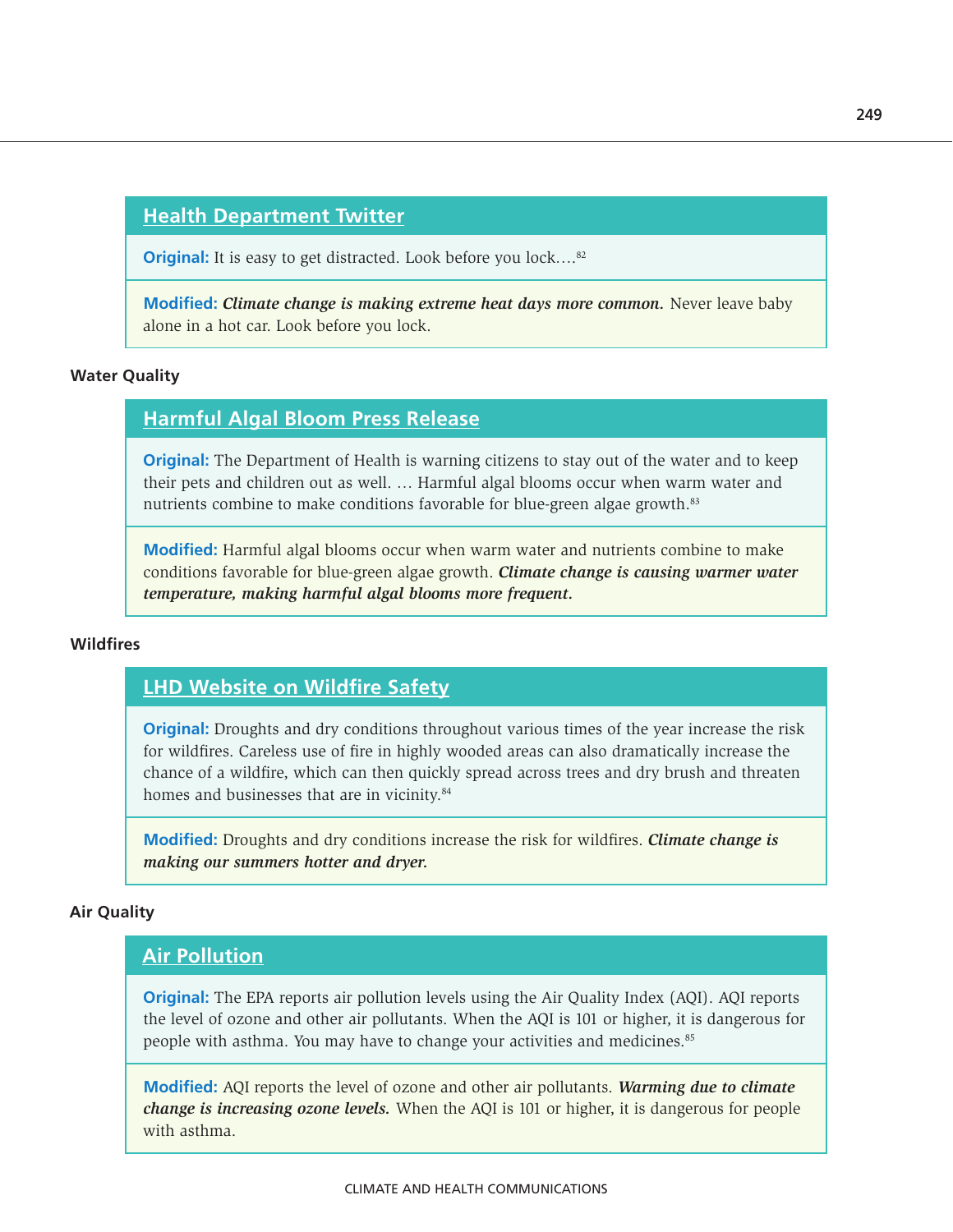### Health Department Twitter

**Original:** It is easy to get distracted. Look before you lock....[82]

**Modified:** ***Climate change is making extreme heat days more common.*** Never leave baby alone in a hot car. Look before you lock.

## Water Quality

### Harmful Algal Bloom Press Release

**Original:** The Department of Health is warning citizens to stay out of the water and to keep their pets and children out as well. ... Harmful algal blooms occur when warm water and nutrients combine to make conditions favorable for blue-green algae growth.[83]

**Modified:** Harmful algal blooms occur when warm water and nutrients combine to make conditions favorable for blue-green algae growth. ***Climate change is causing warmer water temperature, making harmful algal blooms more frequent.***

## Wildfires

### LHD Website on Wildfire Safety

**Original:** Droughts and dry conditions throughout various times of the year increase the risk for wildfires. Careless use of fire in highly wooded areas can also dramatically increase the chance of a wildfire, which can then quickly spread across trees and dry brush and threaten homes and businesses that are in vicinity.[84]

**Modified:** Droughts and dry conditions increase the risk for wildfires. ***Climate change is making our summers hotter and dryer.***

## Air Quality

### Air Pollution

**Original:** The EPA reports air pollution levels using the Air Quality Index (AQI). AQI reports the level of ozone and other air pollutants. When the AQI is 101 or higher, it is dangerous for people with asthma. You may have to change your activities and medicines.[85]

**Modified:** AQI reports the level of ozone and other air pollutants. ***Warming due to climate change is increasing ozone levels.*** When the AQI is 101 or higher, it is dangerous for people with asthma.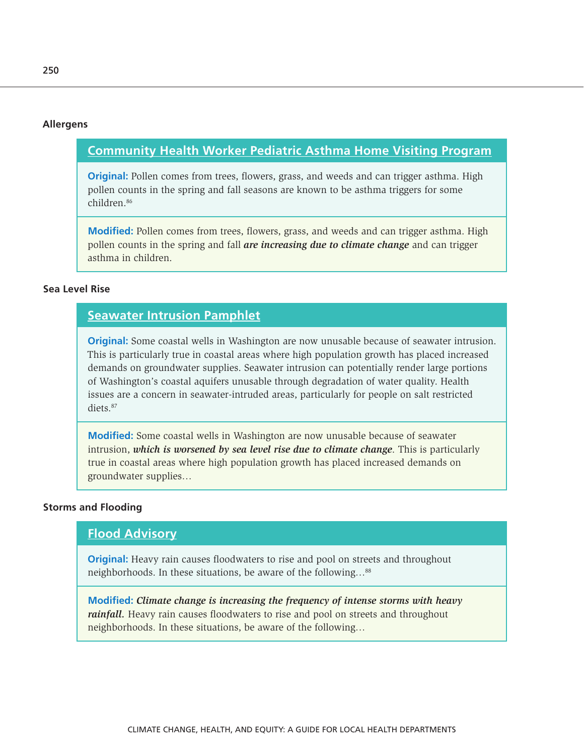### Allergens

**Community Health Worker Pediatric Asthma Home Visiting Program**

**Original:** Pollen comes from trees, flowers, grass, and weeds and can trigger asthma. High pollen counts in the spring and fall seasons are known to be asthma triggers for some children.[86]

**Modified:** Pollen comes from trees, flowers, grass, and weeds and can trigger asthma. High pollen counts in the spring and fall ***are increasing due to climate change*** and can trigger asthma in children.

### Sea Level Rise

**Seawater Intrusion Pamphlet**

**Original:** Some coastal wells in Washington are now unusable because of seawater intrusion. This is particularly true in coastal areas where high population growth has placed increased demands on groundwater supplies. Seawater intrusion can potentially render large portions of Washington's coastal aquifers unusable through degradation of water quality. Health issues are a concern in seawater-intruded areas, particularly for people on salt restricted diets.[87]

**Modified:** Some coastal wells in Washington are now unusable because of seawater intrusion, ***which is worsened by sea level rise due to climate change***. This is particularly true in coastal areas where high population growth has placed increased demands on groundwater supplies…

### Storms and Flooding

**Flood Advisory**

**Original:** Heavy rain causes floodwaters to rise and pool on streets and throughout neighborhoods. In these situations, be aware of the following…[88]

**Modified:** ***Climate change is increasing the frequency of intense storms with heavy rainfall.*** Heavy rain causes floodwaters to rise and pool on streets and throughout neighborhoods. In these situations, be aware of the following…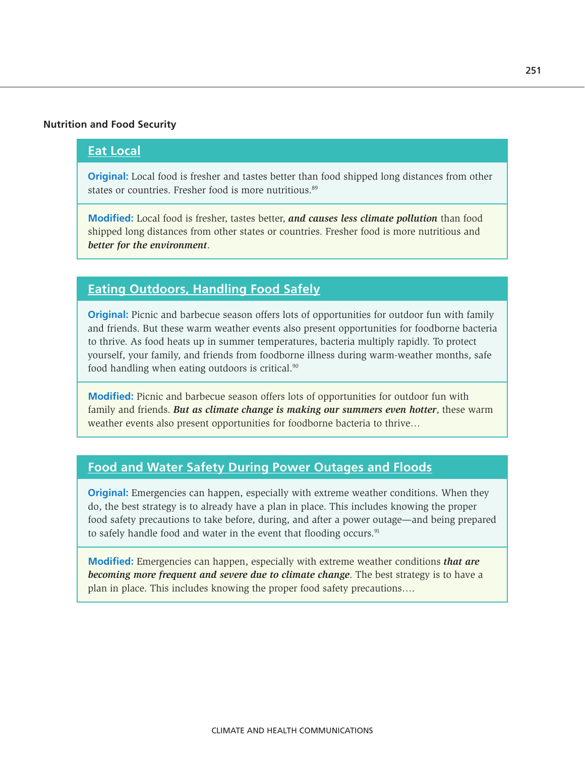### Nutrition and Food Security

#### Eat Local

**Original:** Local food is fresher and tastes better than food shipped long distances from other states or countries. Fresher food is more nutritious.[89]

**Modified:** Local food is fresher, tastes better, ***and causes less climate pollution*** than food shipped long distances from other states or countries. Fresher food is more nutritious and ***better for the environment***.

#### Eating Outdoors, Handling Food Safely

**Original:** Picnic and barbecue season offers lots of opportunities for outdoor fun with family and friends. But these warm weather events also present opportunities for foodborne bacteria to thrive. As food heats up in summer temperatures, bacteria multiply rapidly. To protect yourself, your family, and friends from foodborne illness during warm-weather months, safe food handling when eating outdoors is critical.[90]

**Modified:** Picnic and barbecue season offers lots of opportunities for outdoor fun with family and friends. ***But as climate change is making our summers even hotter***, these warm weather events also present opportunities for foodborne bacteria to thrive…

#### Food and Water Safety During Power Outages and Floods

**Original:** Emergencies can happen, especially with extreme weather conditions. When they do, the best strategy is to already have a plan in place. This includes knowing the proper food safety precautions to take before, during, and after a power outage—and being prepared to safely handle food and water in the event that flooding occurs.[91]

**Modified:** Emergencies can happen, especially with extreme weather conditions ***that are becoming more frequent and severe due to climate change***. The best strategy is to have a plan in place. This includes knowing the proper food safety precautions….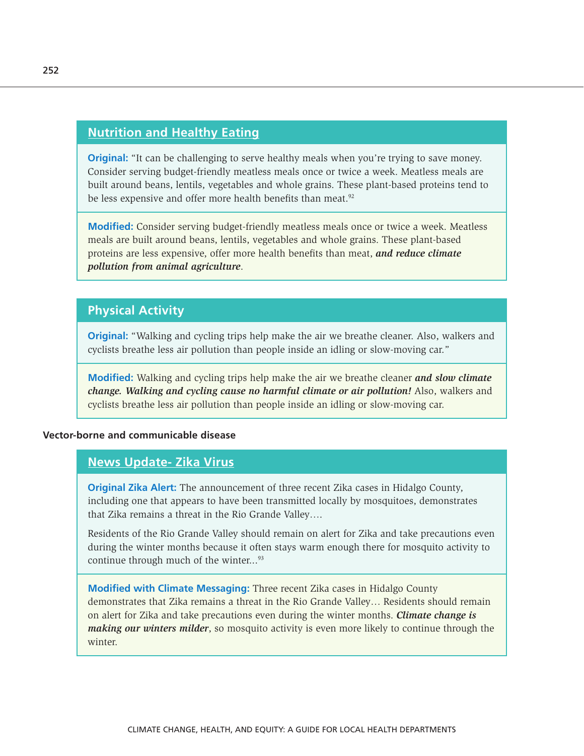### Nutrition and Healthy Eating

**Original:** "It can be challenging to serve healthy meals when you're trying to save money. Consider serving budget-friendly meatless meals once or twice a week. Meatless meals are built around beans, lentils, vegetables and whole grains. These plant-based proteins tend to be less expensive and offer more health benefits than meat.[92]

**Modified:** Consider serving budget-friendly meatless meals once or twice a week. Meatless meals are built around beans, lentils, vegetables and whole grains. These plant-based proteins are less expensive, offer more health benefits than meat, ***and reduce climate pollution from animal agriculture***.

### Physical Activity

**Original:** "Walking and cycling trips help make the air we breathe cleaner. Also, walkers and cyclists breathe less air pollution than people inside an idling or slow-moving car."

**Modified:** Walking and cycling trips help make the air we breathe cleaner ***and slow climate change. Walking and cycling cause no harmful climate or air pollution!*** Also, walkers and cyclists breathe less air pollution than people inside an idling or slow-moving car.

**Vector-borne and communicable disease**

### News Update- Zika Virus

**Original Zika Alert:** The announcement of three recent Zika cases in Hidalgo County, including one that appears to have been transmitted locally by mosquitoes, demonstrates that Zika remains a threat in the Rio Grande Valley….

Residents of the Rio Grande Valley should remain on alert for Zika and take precautions even during the winter months because it often stays warm enough there for mosquito activity to continue through much of the winter...[93]

**Modified with Climate Messaging:** Three recent Zika cases in Hidalgo County demonstrates that Zika remains a threat in the Rio Grande Valley… Residents should remain on alert for Zika and take precautions even during the winter months. ***Climate change is making our winters milder***, so mosquito activity is even more likely to continue through the winter.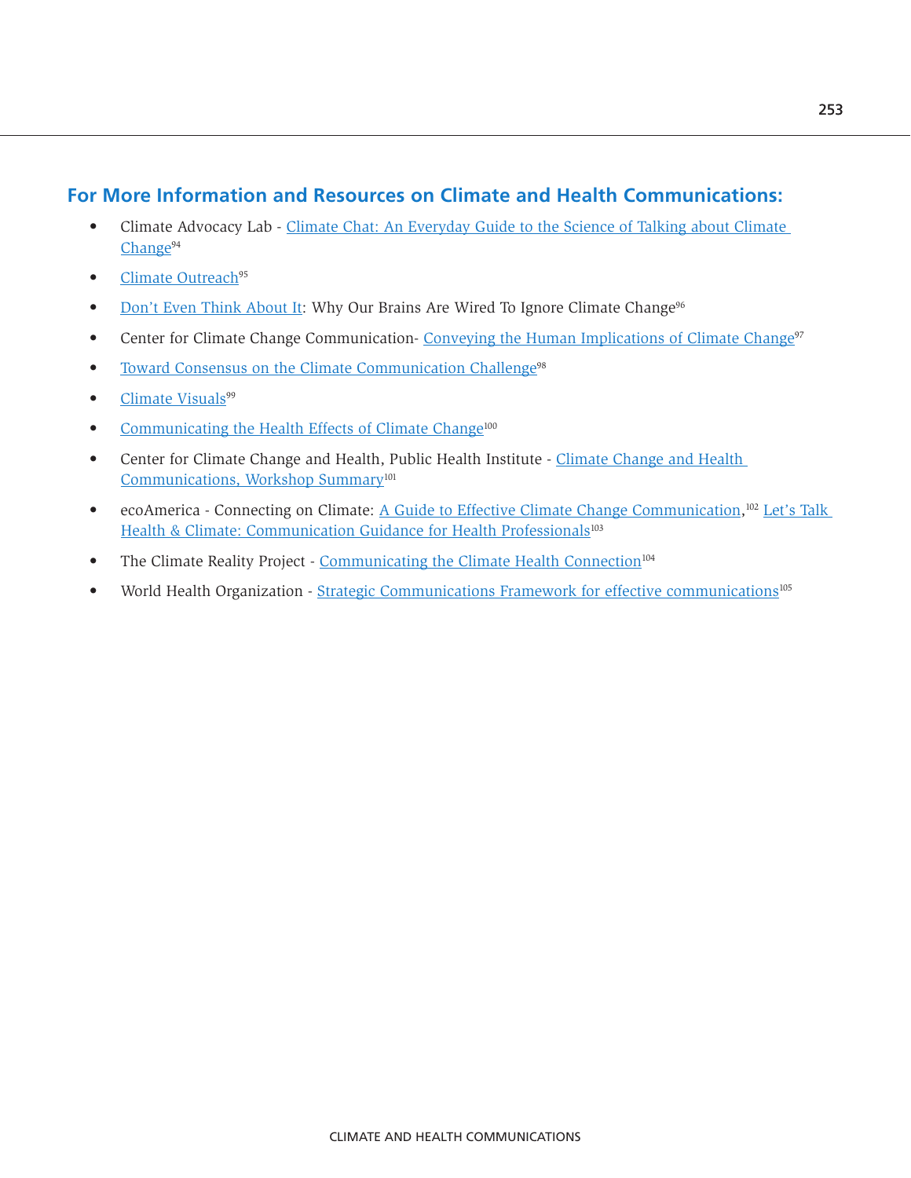## For More Information and Resources on Climate and Health Communications:

- Climate Advocacy Lab - Climate Chat: An Everyday Guide to the Science of Talking about Climate Change[94]
- Climate Outreach[95]
- Don't Even Think About It: Why Our Brains Are Wired To Ignore Climate Change[96]
- Center for Climate Change Communication- Conveying the Human Implications of Climate Change[97]
- Toward Consensus on the Climate Communication Challenge[98]
- Climate Visuals[99]
- Communicating the Health Effects of Climate Change[100]
- Center for Climate Change and Health, Public Health Institute - Climate Change and Health Communications, Workshop Summary[101]
- ecoAmerica - Connecting on Climate: A Guide to Effective Climate Change Communication,[102] Let's Talk Health & Climate: Communication Guidance for Health Professionals[103]
- The Climate Reality Project - Communicating the Climate Health Connection[104]
- World Health Organization - Strategic Communications Framework for effective communications[105]